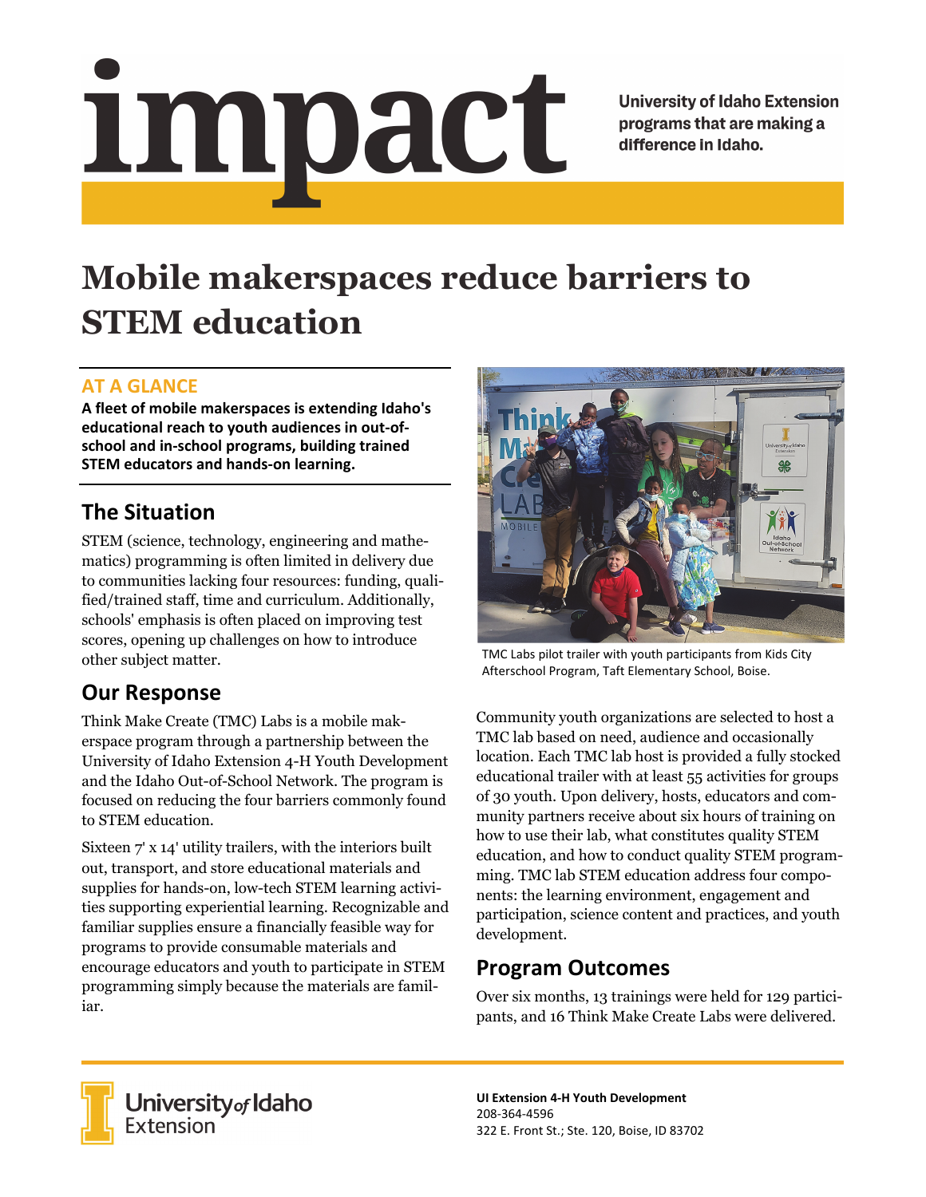# impact

University of Idaho Extension programs that are making a difference in Idaho.

# Mobile makerspaces reduce barriers to STEM education

## AT A GLANCE

**A fleet of mobile makerspaces is extending Idaho's educational reach to youth audiences in out-of-school and in-school programs, building trained STEM educators and hands-on learning.**

## The Situation

STEM (science, technology, engineering and mathematics) programming is often limited in delivery due to communities lacking four resources: funding, qualified/trained staff, time and curriculum. Additionally, schools' emphasis is often placed on improving test scores, opening up challenges on how to introduce other subject matter.

## Our Response

Think Make Create (TMC) Labs is a mobile makerspace program through a partnership between the University of Idaho Extension 4-H Youth Development and the Idaho Out-of-School Network. The program is focused on reducing the four barriers commonly found to STEM education.

Sixteen 7' x 14' utility trailers, with the interiors built out, transport, and store educational materials and supplies for hands-on, low-tech STEM learning activities supporting experiential learning. Recognizable and familiar supplies ensure a financially feasible way for programs to provide consumable materials and encourage educators and youth to participate in STEM programming simply because the materials are familiar.

TMC Labs pilot trailer with youth participants from Kids City Afterschool Program, Taft Elementary School, Boise.

Community youth organizations are selected to host a TMC lab based on need, audience and occasionally location. Each TMC lab host is provided a fully stocked educational trailer with at least 55 activities for groups of 30 youth. Upon delivery, hosts, educators and community partners receive about six hours of training on how to use their lab, what constitutes quality STEM education, and how to conduct quality STEM programming. TMC lab STEM education address four components: the learning environment, engagement and participation, science content and practices, and youth development.

## Program Outcomes

Over six months, 13 trainings were held for 129 participants, and 16 Think Make Create Labs were delivered.

University of Idaho Extension

**UI Extension 4-H Youth Development**
208-364-4596
322 E. Front St.; Ste. 120, Boise, ID 83702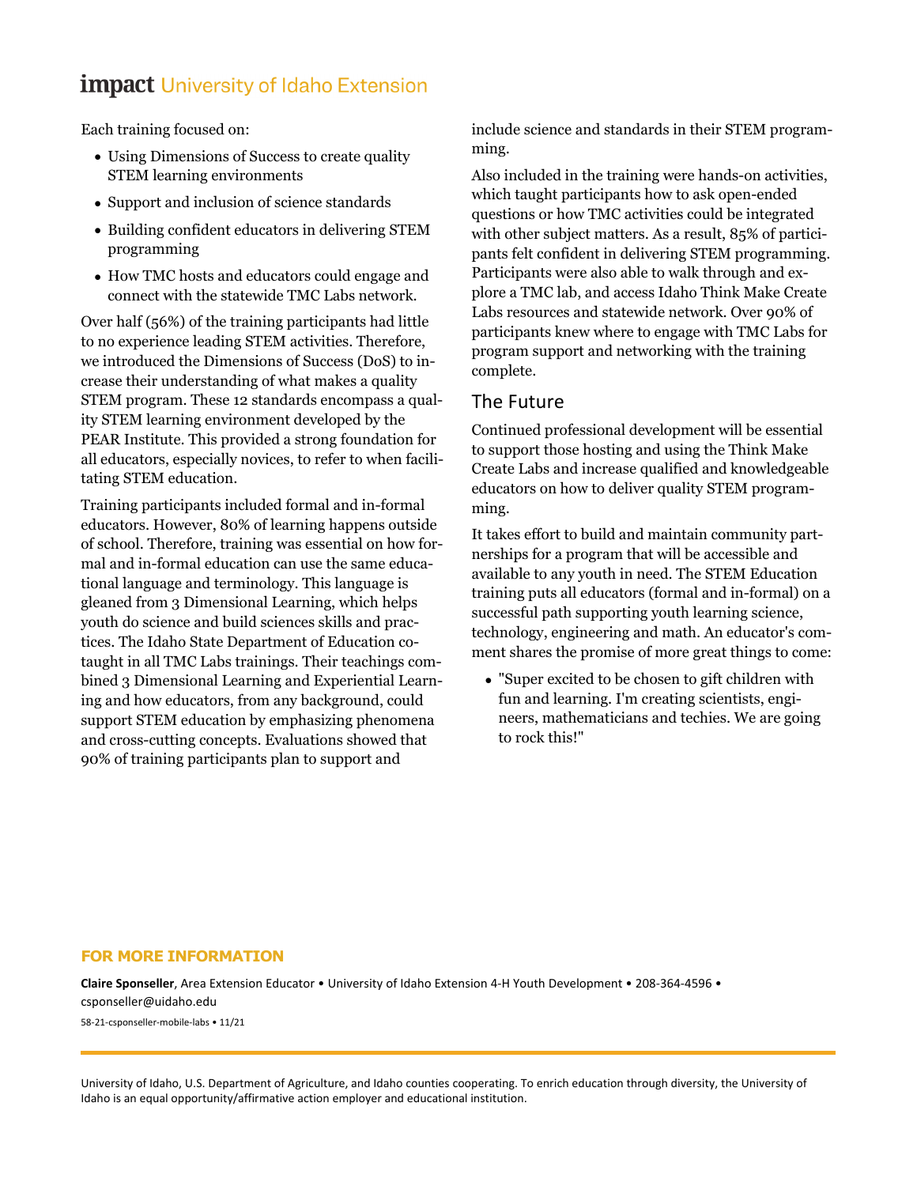Each training focused on:

- Using Dimensions of Success to create quality STEM learning environments
- Support and inclusion of science standards
- Building confident educators in delivering STEM programming
- How TMC hosts and educators could engage and connect with the statewide TMC Labs network.

Over half (56%) of the training participants had little to no experience leading STEM activities. Therefore, we introduced the Dimensions of Success (DoS) to increase their understanding of what makes a quality STEM program. These 12 standards encompass a quality STEM learning environment developed by the PEAR Institute. This provided a strong foundation for all educators, especially novices, to refer to when facilitating STEM education.

Training participants included formal and in-formal educators. However, 80% of learning happens outside of school. Therefore, training was essential on how formal and in-formal education can use the same educational language and terminology. This language is gleaned from 3 Dimensional Learning, which helps youth do science and build sciences skills and practices. The Idaho State Department of Education co-taught in all TMC Labs trainings. Their teachings combined 3 Dimensional Learning and Experiential Learning and how educators, from any background, could support STEM education by emphasizing phenomena and cross-cutting concepts. Evaluations showed that 90% of training participants plan to support and include science and standards in their STEM programming.

Also included in the training were hands-on activities, which taught participants how to ask open-ended questions or how TMC activities could be integrated with other subject matters. As a result, 85% of participants felt confident in delivering STEM programming. Participants were also able to walk through and explore a TMC lab, and access Idaho Think Make Create Labs resources and statewide network. Over 90% of participants knew where to engage with TMC Labs for program support and networking with the training complete.

## The Future

Continued professional development will be essential to support those hosting and using the Think Make Create Labs and increase qualified and knowledgeable educators on how to deliver quality STEM programming.

It takes effort to build and maintain community partnerships for a program that will be accessible and available to any youth in need. The STEM Education training puts all educators (formal and in-formal) on a successful path supporting youth learning science, technology, engineering and math. An educator's comment shares the promise of more great things to come:

- "Super excited to be chosen to gift children with fun and learning. I'm creating scientists, engineers, mathematicians and techies. We are going to rock this!"

**FOR MORE INFORMATION**

**Claire Sponseller**, Area Extension Educator • University of Idaho Extension 4-H Youth Development • 208-364-4596 • csponseller@uidaho.edu

58-21-csponseller-mobile-labs • 11/21

University of Idaho, U.S. Department of Agriculture, and Idaho counties cooperating. To enrich education through diversity, the University of Idaho is an equal opportunity/affirmative action employer and educational institution.